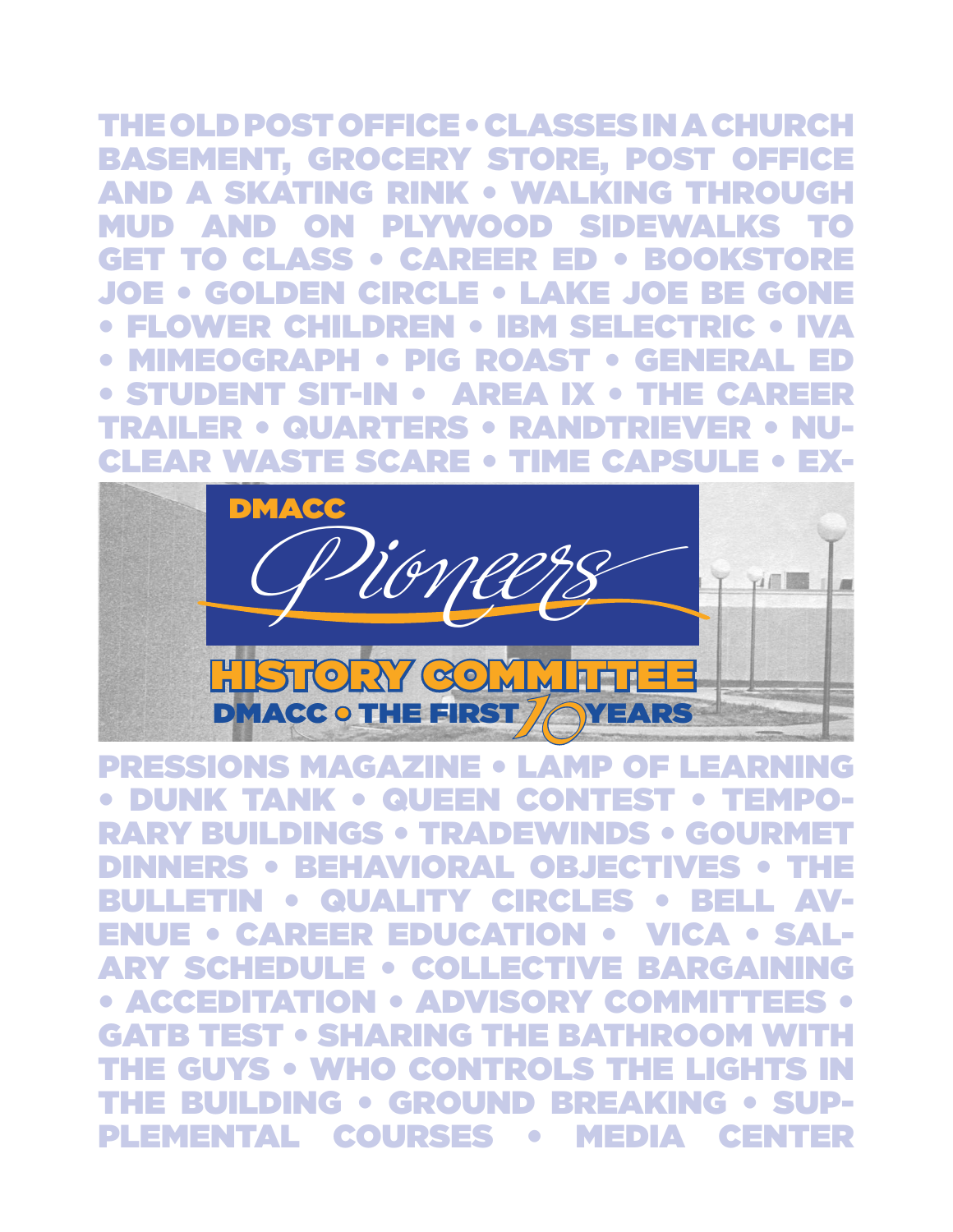THE OLD POST OFFICE • CLASSES IN A CHURCH BASEMENT, GROCERY STORE, POST OFFICE AND A SKATING RINK • WALKING THROUGH MUD AND ON PLYWOOD SIDEWALKS TO GET TO CLASS • CAREER ED • BOOKSTORE JOE • GOLDEN CIRCLE • LAKE JOE BE GONE • FLOWER CHILDREN • IBM SELECTRIC • IVA • MIMEOGRAPH • PIG ROAST • GENERAL ED • STUDENT SIT-IN • AREA IX • THE CAREER TRAILER • QUARTERS • RANDTRIEVER • NUCLEAR WASTE SCARE • TIME CAPSULE • EX-

# DMACC *Pioneers*

## HISTORY COMMITTEE

### DMACC • THE FIRST 10 YEARS

PRESSIONS MAGAZINE • LAMP OF LEARNING • DUNK TANK • QUEEN CONTEST • TEMPORARY BUILDINGS • TRADEWINDS • GOURMET DINNERS • BEHAVIORAL OBJECTIVES • THE BULLETIN • QUALITY CIRCLES • BELL AVENUE • CAREER EDUCATION • VICA • SALARY SCHEDULE • COLLECTIVE BARGAINING • ACCEDITATION • ADVISORY COMMITTEES • GATB TEST • SHARING THE BATHROOM WITH THE GUYS • WHO CONTROLS THE LIGHTS IN THE BUILDING • GROUND BREAKING • SUPPLEMENTAL COURSES • MEDIA CENTER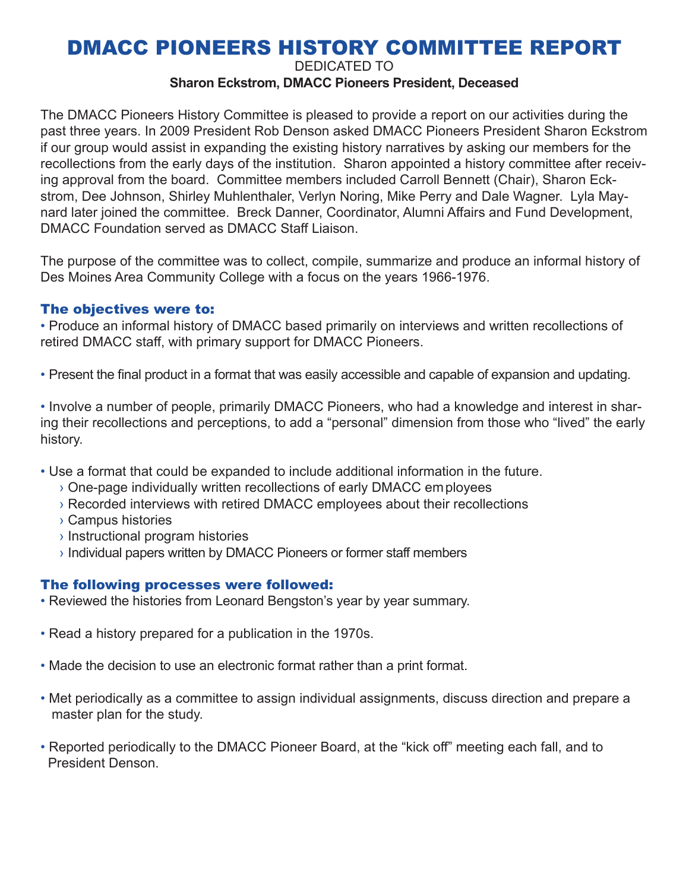# DMACC PIONEERS HISTORY COMMITTEE REPORT

DEDICATED TO

**Sharon Eckstrom, DMACC Pioneers President, Deceased**

The DMACC Pioneers History Committee is pleased to provide a report on our activities during the past three years. In 2009 President Rob Denson asked DMACC Pioneers President Sharon Eckstrom if our group would assist in expanding the existing history narratives by asking our members for the recollections from the early days of the institution. Sharon appointed a history committee after receiving approval from the board. Committee members included Carroll Bennett (Chair), Sharon Eckstrom, Dee Johnson, Shirley Muhlenthaler, Verlyn Noring, Mike Perry and Dale Wagner. Lyla Maynard later joined the committee. Breck Danner, Coordinator, Alumni Affairs and Fund Development, DMACC Foundation served as DMACC Staff Liaison.

The purpose of the committee was to collect, compile, summarize and produce an informal history of Des Moines Area Community College with a focus on the years 1966-1976.

### The objectives were to:

- Produce an informal history of DMACC based primarily on interviews and written recollections of retired DMACC staff, with primary support for DMACC Pioneers.
- Present the final product in a format that was easily accessible and capable of expansion and updating.
- Involve a number of people, primarily DMACC Pioneers, who had a knowledge and interest in sharing their recollections and perceptions, to add a "personal" dimension from those who "lived" the early history.
- Use a format that could be expanded to include additional information in the future.
  - One-page individually written recollections of early DMACC employees
  - Recorded interviews with retired DMACC employees about their recollections
  - Campus histories
  - Instructional program histories
  - Individual papers written by DMACC Pioneers or former staff members

### The following processes were followed:

- Reviewed the histories from Leonard Bengston's year by year summary.
- Read a history prepared for a publication in the 1970s.
- Made the decision to use an electronic format rather than a print format.
- Met periodically as a committee to assign individual assignments, discuss direction and prepare a master plan for the study.
- Reported periodically to the DMACC Pioneer Board, at the "kick off" meeting each fall, and to President Denson.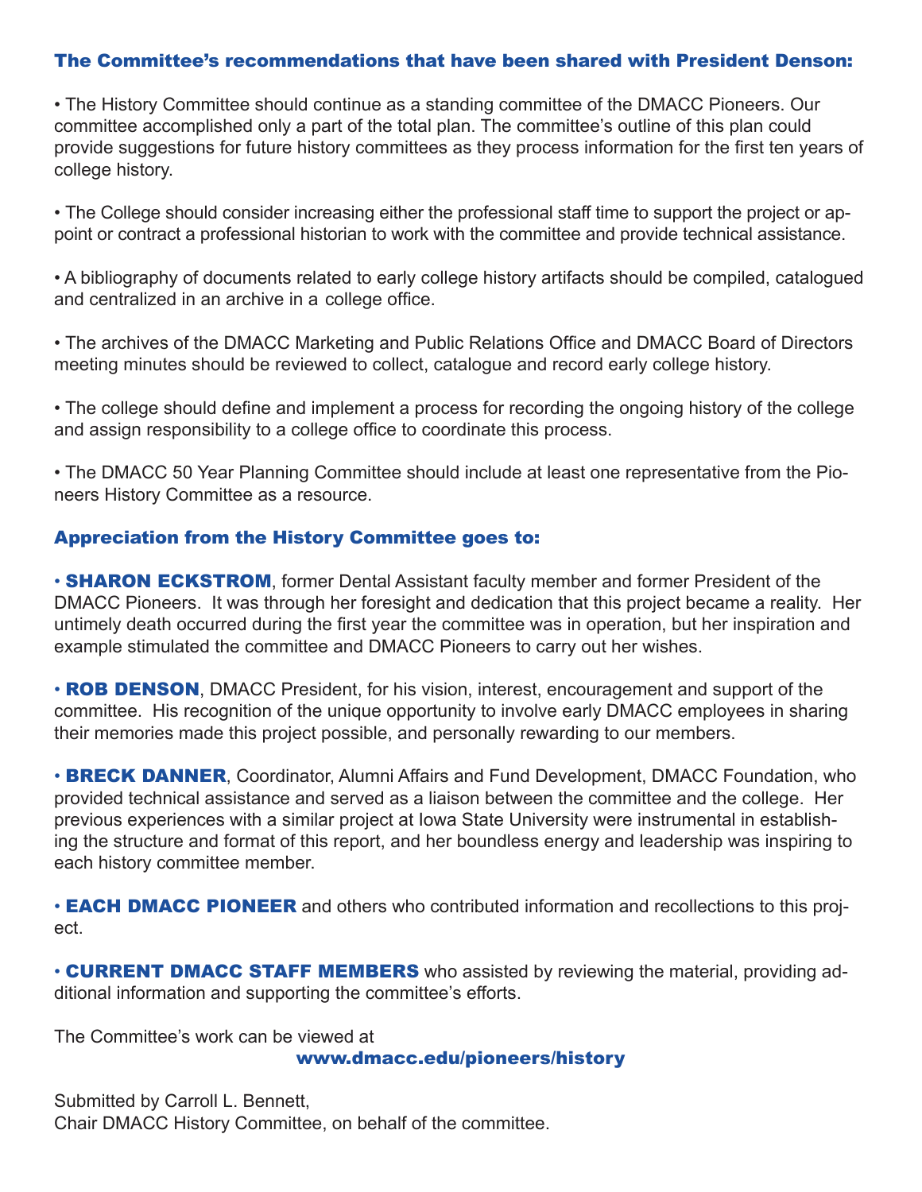## The Committee's recommendations that have been shared with President Denson:

- The History Committee should continue as a standing committee of the DMACC Pioneers. Our committee accomplished only a part of the total plan. The committee's outline of this plan could provide suggestions for future history committees as they process information for the first ten years of college history.

- The College should consider increasing either the professional staff time to support the project or appoint or contract a professional historian to work with the committee and provide technical assistance.

- A bibliography of documents related to early college history artifacts should be compiled, catalogued and centralized in an archive in a college office.

- The archives of the DMACC Marketing and Public Relations Office and DMACC Board of Directors meeting minutes should be reviewed to collect, catalogue and record early college history.

- The college should define and implement a process for recording the ongoing history of the college and assign responsibility to a college office to coordinate this process.

- The DMACC 50 Year Planning Committee should include at least one representative from the Pioneers History Committee as a resource.

## Appreciation from the History Committee goes to:

- **SHARON ECKSTROM**, former Dental Assistant faculty member and former President of the DMACC Pioneers. It was through her foresight and dedication that this project became a reality. Her untimely death occurred during the first year the committee was in operation, but her inspiration and example stimulated the committee and DMACC Pioneers to carry out her wishes.

- **ROB DENSON**, DMACC President, for his vision, interest, encouragement and support of the committee. His recognition of the unique opportunity to involve early DMACC employees in sharing their memories made this project possible, and personally rewarding to our members.

- **BRECK DANNER**, Coordinator, Alumni Affairs and Fund Development, DMACC Foundation, who provided technical assistance and served as a liaison between the committee and the college. Her previous experiences with a similar project at Iowa State University were instrumental in establishing the structure and format of this report, and her boundless energy and leadership was inspiring to each history committee member.

- **EACH DMACC PIONEER** and others who contributed information and recollections to this project.

- **CURRENT DMACC STAFF MEMBERS** who assisted by reviewing the material, providing additional information and supporting the committee's efforts.

The Committee's work can be viewed at

**www.dmacc.edu/pioneers/history**

Submitted by Carroll L. Bennett,
Chair DMACC History Committee, on behalf of the committee.